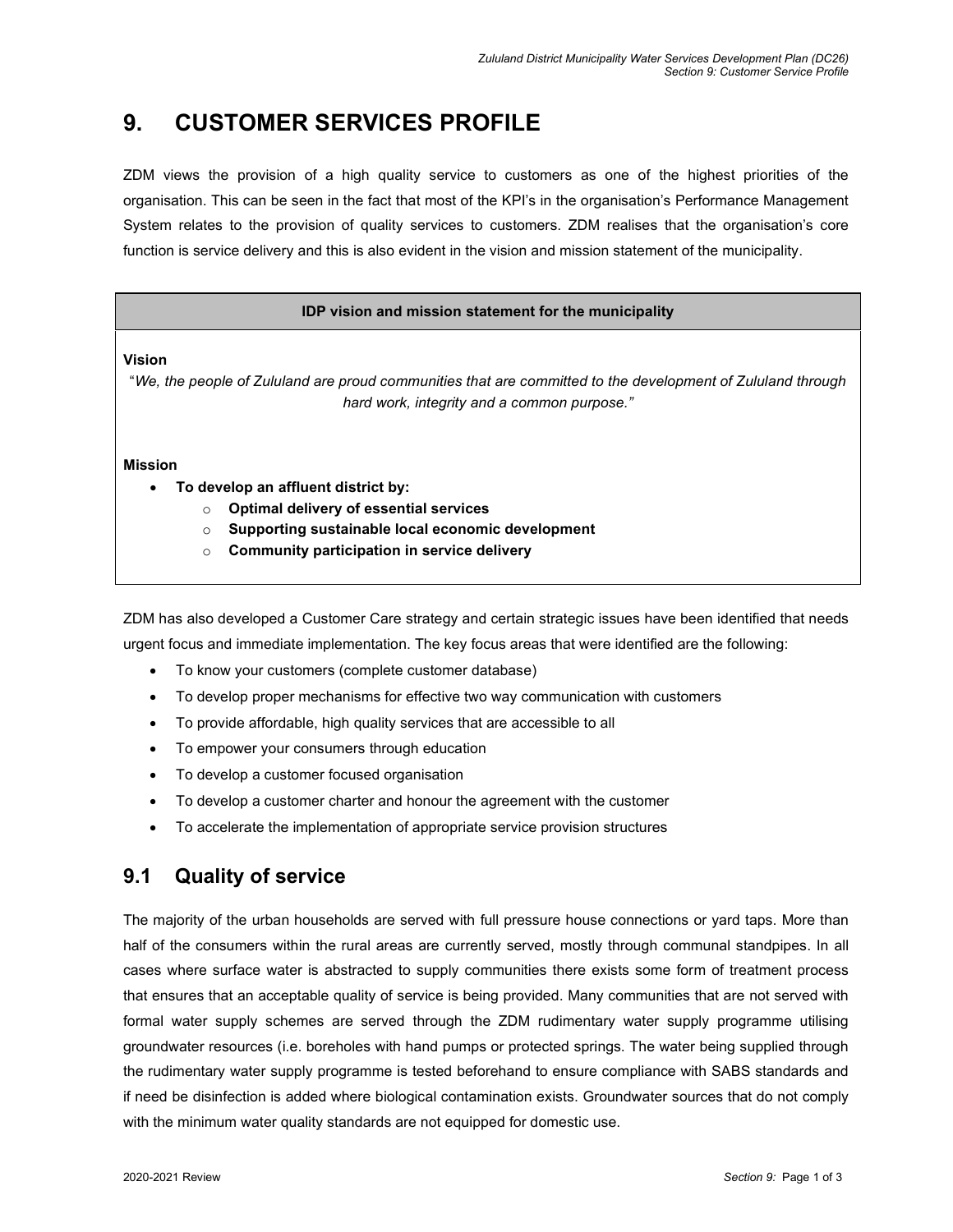# 9. CUSTOMER SERVICES PROFILE

ZDM views the provision of a high quality service to customers as one of the highest priorities of the organisation. This can be seen in the fact that most of the KPI's in the organisation's Performance Management System relates to the provision of quality services to customers. ZDM realises that the organisation's core function is service delivery and this is also evident in the vision and mission statement of the municipality.

| IDP vision and mission statement for the municipality |
|---|
| **Vision**<br>"*We, the people of Zululand are proud communities that are committed to the development of Zululand through hard work, integrity and a common purpose.*"<br><br>**Mission**<br>• **To develop an affluent district by:**<br>  o **Optimal delivery of essential services**<br>  o **Supporting sustainable local economic development**<br>  o **Community participation in service delivery** |

ZDM has also developed a Customer Care strategy and certain strategic issues have been identified that needs urgent focus and immediate implementation. The key focus areas that were identified are the following:

- To know your customers (complete customer database)
- To develop proper mechanisms for effective two way communication with customers
- To provide affordable, high quality services that are accessible to all
- To empower your consumers through education
- To develop a customer focused organisation
- To develop a customer charter and honour the agreement with the customer
- To accelerate the implementation of appropriate service provision structures

## 9.1 Quality of service

The majority of the urban households are served with full pressure house connections or yard taps. More than half of the consumers within the rural areas are currently served, mostly through communal standpipes. In all cases where surface water is abstracted to supply communities there exists some form of treatment process that ensures that an acceptable quality of service is being provided. Many communities that are not served with formal water supply schemes are served through the ZDM rudimentary water supply programme utilising groundwater resources (i.e. boreholes with hand pumps or protected springs. The water being supplied through the rudimentary water supply programme is tested beforehand to ensure compliance with SABS standards and if need be disinfection is added where biological contamination exists. Groundwater sources that do not comply with the minimum water quality standards are not equipped for domestic use.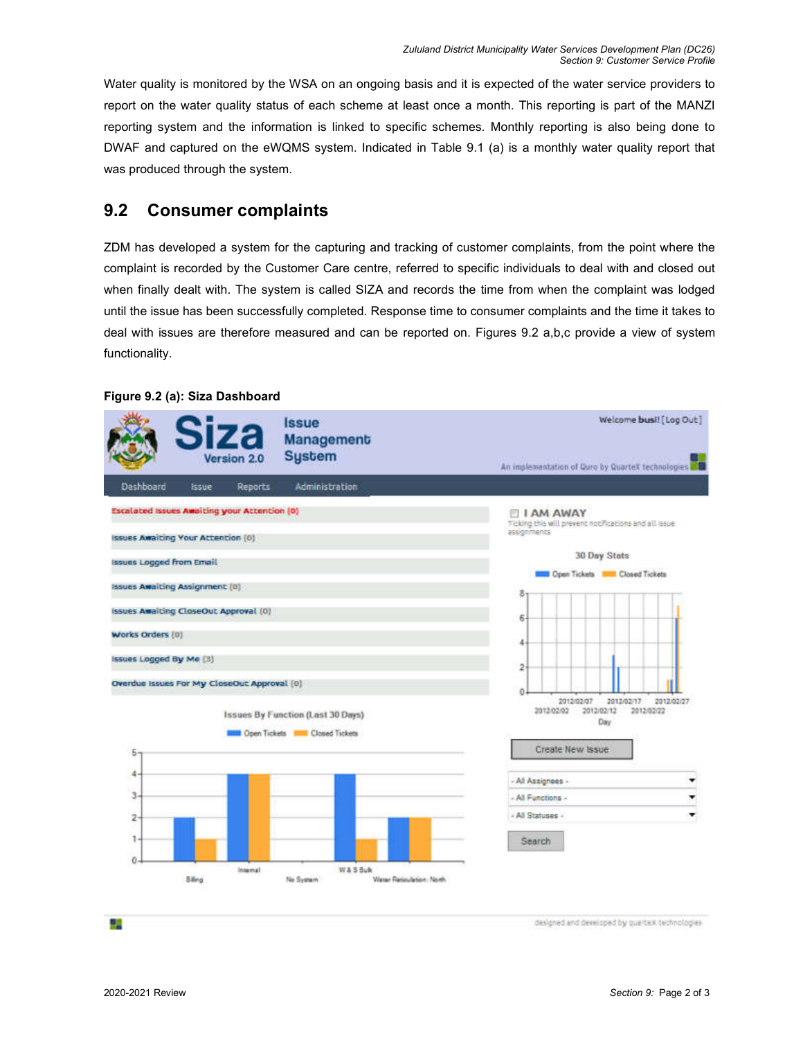Water quality is monitored by the WSA on an ongoing basis and it is expected of the water service providers to report on the water quality status of each scheme at least once a month. This reporting is part of the MANZI reporting system and the information is linked to specific schemes. Monthly reporting is also being done to DWAF and captured on the eWQMS system. Indicated in Table 9.1 (a) is a monthly water quality report that was produced through the system.

## 9.2 Consumer complaints

ZDM has developed a system for the capturing and tracking of customer complaints, from the point where the complaint is recorded by the Customer Care centre, referred to specific individuals to deal with and closed out when finally dealt with. The system is called SIZA and records the time from when the complaint was lodged until the issue has been successfully completed. Response time to consumer complaints and the time it takes to deal with issues are therefore measured and can be reported on. Figures 9.2 a,b,c provide a view of system functionality.

**Figure 9.2 (a): Siza Dashboard**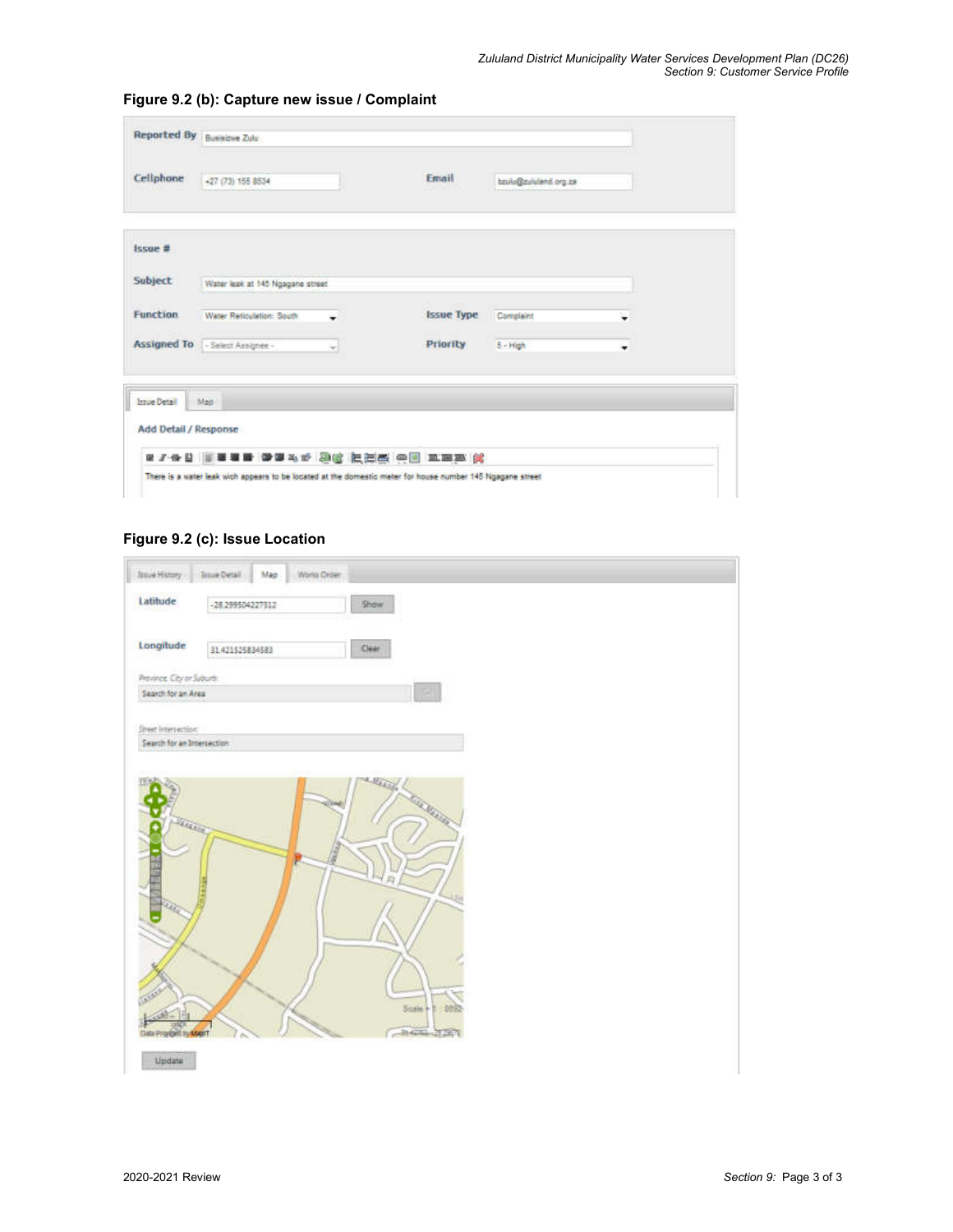**Figure 9.2 (b): Capture new issue / Complaint**

Reported By Busisiwe Zulu

Cellphone +27 (73) 155 8534

Email bzulu@zululand.org.za

Issue #

Subject Water leak at 145 Ngagane street

Function Water Reticulation: South

Issue Type Complaint

Assigned To - Select Assignee -

Priority 5 - High

Issue Detail | Map

Add Detail / Response

There is a water leak wich appears to be located at the domestic meter for house number 145 Ngagane street

**Figure 9.2 (c): Issue Location**

Issue History | Issue Detail | Map | Works Order

Latitude -28.299504227312 Show

Longitude 31.421525834583 Clear

Province, City or Suburb:

Search for an Area

Street Intersection:

Search for an Intersection

Update